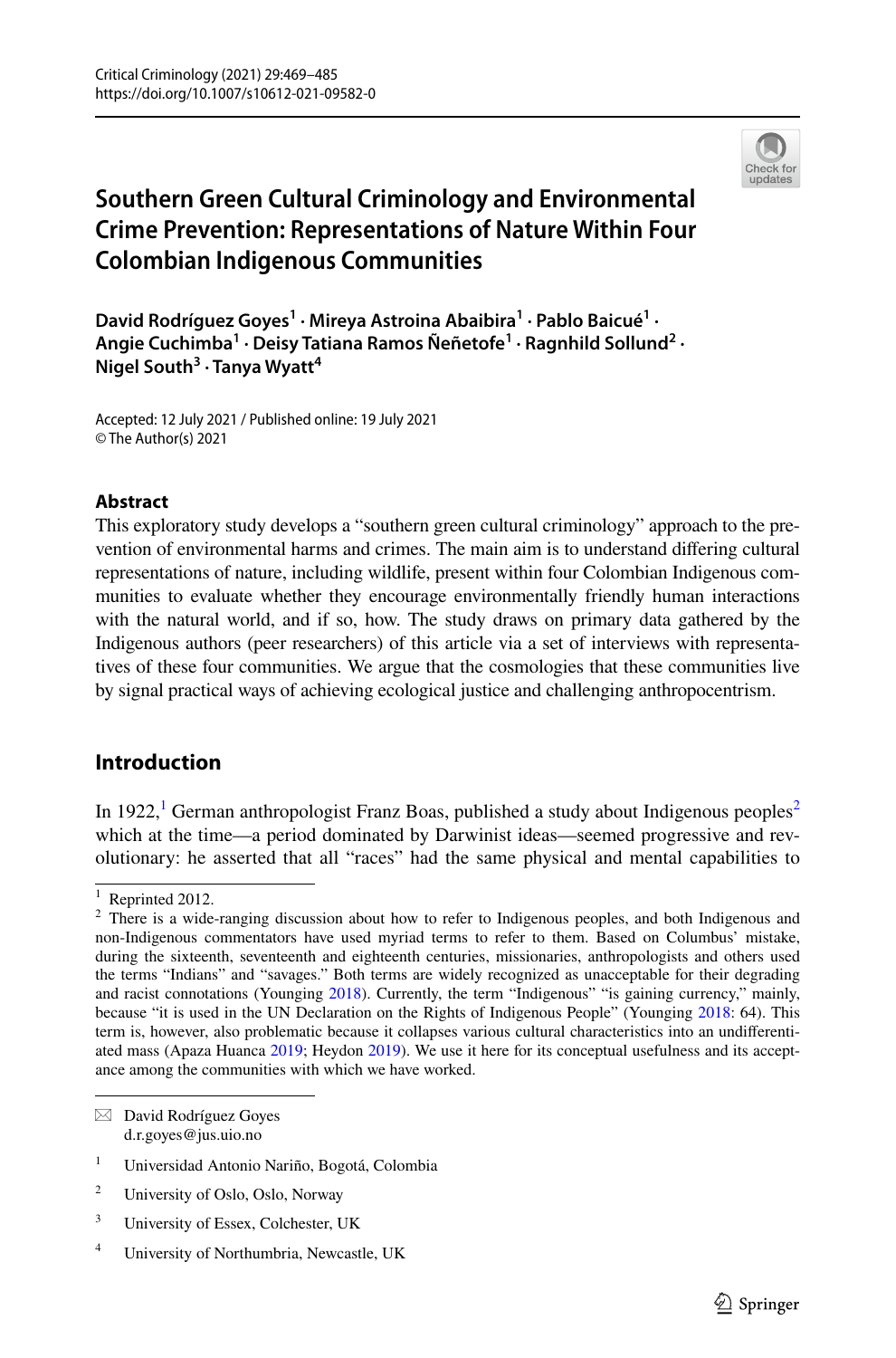# Southern Green Cultural Criminology and Environmental Crime Prevention: Representations of Nature Within Four Colombian Indigenous Communities

**David Rodríguez Goyes[1] · Mireya Astroina Abaibira[1] · Pablo Baicué[1] · Angie Cuchimba[1] · Deisy Tatiana Ramos Ñeñetofe[1] · Ragnhild Sollund[2] · Nigel South[3] · Tanya Wyatt[4]**

Accepted: 12 July 2021 / Published online: 19 July 2021
© The Author(s) 2021

### Abstract

This exploratory study develops a "southern green cultural criminology" approach to the prevention of environmental harms and crimes. The main aim is to understand differing cultural representations of nature, including wildlife, present within four Colombian Indigenous communities to evaluate whether they encourage environmentally friendly human interactions with the natural world, and if so, how. The study draws on primary data gathered by the Indigenous authors (peer researchers) of this article via a set of interviews with representatives of these four communities. We argue that the cosmologies that these communities live by signal practical ways of achieving ecological justice and challenging anthropocentrism.

## Introduction

In 1922,[1] German anthropologist Franz Boas, published a study about Indigenous peoples[2] which at the time—a period dominated by Darwinist ideas—seemed progressive and revolutionary: he asserted that all "races" had the same physical and mental capabilities to

---

[1] Reprinted 2012.

[2] There is a wide-ranging discussion about how to refer to Indigenous peoples, and both Indigenous and non-Indigenous commentators have used myriad terms to refer to them. Based on Columbus' mistake, during the sixteenth, seventeenth and eighteenth centuries, missionaries, anthropologists and others used the terms "Indians" and "savages." Both terms are widely recognized as unacceptable for their degrading and racist connotations (Younging 2018). Currently, the term "Indigenous" "is gaining currency," mainly, because "it is used in the UN Declaration on the Rights of Indigenous People" (Younging 2018: 64). This term is, however, also problematic because it collapses various cultural characteristics into an undifferentiated mass (Apaza Huanca 2019; Heydon 2019). We use it here for its conceptual usefulness and its acceptance among the communities with which we have worked.

---

✉ David Rodríguez Goyes
d.r.goyes@jus.uio.no

[1] Universidad Antonio Nariño, Bogotá, Colombia

[2] University of Oslo, Oslo, Norway

[3] University of Essex, Colchester, UK

[4] University of Northumbria, Newcastle, UK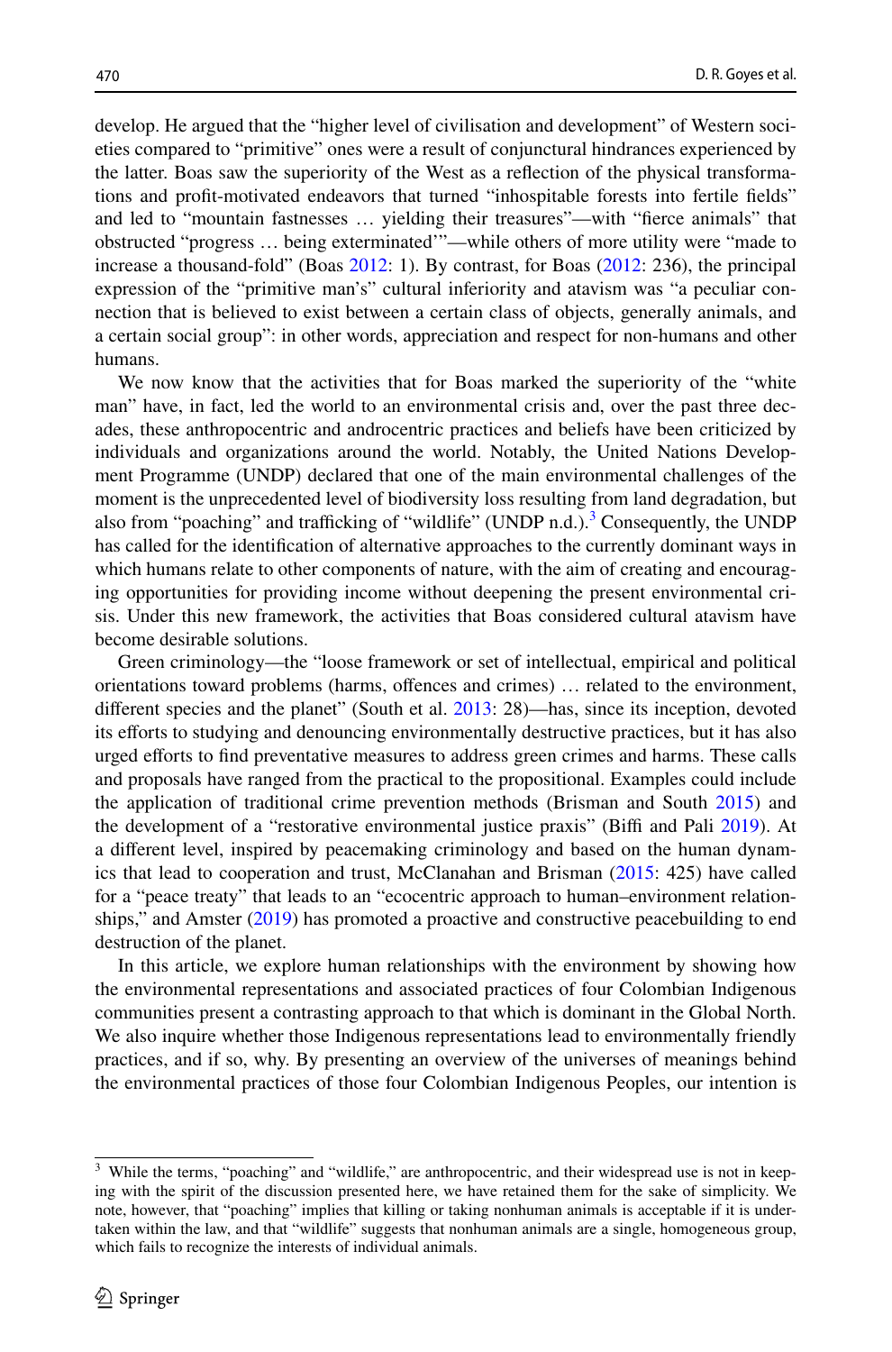develop. He argued that the "higher level of civilisation and development" of Western societies compared to "primitive" ones were a result of conjunctural hindrances experienced by the latter. Boas saw the superiority of the West as a reflection of the physical transformations and profit-motivated endeavors that turned "inhospitable forests into fertile fields" and led to "mountain fastnesses … yielding their treasures"—with "fierce animals" that obstructed "progress … being exterminated'"—while others of more utility were "made to increase a thousand-fold" (Boas 2012: 1). By contrast, for Boas (2012: 236), the principal expression of the "primitive man's" cultural inferiority and atavism was "a peculiar connection that is believed to exist between a certain class of objects, generally animals, and a certain social group": in other words, appreciation and respect for non-humans and other humans.

We now know that the activities that for Boas marked the superiority of the "white man" have, in fact, led the world to an environmental crisis and, over the past three decades, these anthropocentric and androcentric practices and beliefs have been criticized by individuals and organizations around the world. Notably, the United Nations Development Programme (UNDP) declared that one of the main environmental challenges of the moment is the unprecedented level of biodiversity loss resulting from land degradation, but also from "poaching" and trafficking of "wildlife" (UNDP n.d.).[3] Consequently, the UNDP has called for the identification of alternative approaches to the currently dominant ways in which humans relate to other components of nature, with the aim of creating and encouraging opportunities for providing income without deepening the present environmental crisis. Under this new framework, the activities that Boas considered cultural atavism have become desirable solutions.

Green criminology—the "loose framework or set of intellectual, empirical and political orientations toward problems (harms, offences and crimes) … related to the environment, different species and the planet" (South et al. 2013: 28)—has, since its inception, devoted its efforts to studying and denouncing environmentally destructive practices, but it has also urged efforts to find preventative measures to address green crimes and harms. These calls and proposals have ranged from the practical to the propositional. Examples could include the application of traditional crime prevention methods (Brisman and South 2015) and the development of a "restorative environmental justice praxis" (Biffi and Pali 2019). At a different level, inspired by peacemaking criminology and based on the human dynamics that lead to cooperation and trust, McClanahan and Brisman (2015: 425) have called for a "peace treaty" that leads to an "ecocentric approach to human–environment relationships," and Amster (2019) has promoted a proactive and constructive peacebuilding to end destruction of the planet.

In this article, we explore human relationships with the environment by showing how the environmental representations and associated practices of four Colombian Indigenous communities present a contrasting approach to that which is dominant in the Global North. We also inquire whether those Indigenous representations lead to environmentally friendly practices, and if so, why. By presenting an overview of the universes of meanings behind the environmental practices of those four Colombian Indigenous Peoples, our intention is

[3] While the terms, "poaching" and "wildlife," are anthropocentric, and their widespread use is not in keeping with the spirit of the discussion presented here, we have retained them for the sake of simplicity. We note, however, that "poaching" implies that killing or taking nonhuman animals is acceptable if it is undertaken within the law, and that "wildlife" suggests that nonhuman animals are a single, homogeneous group, which fails to recognize the interests of individual animals.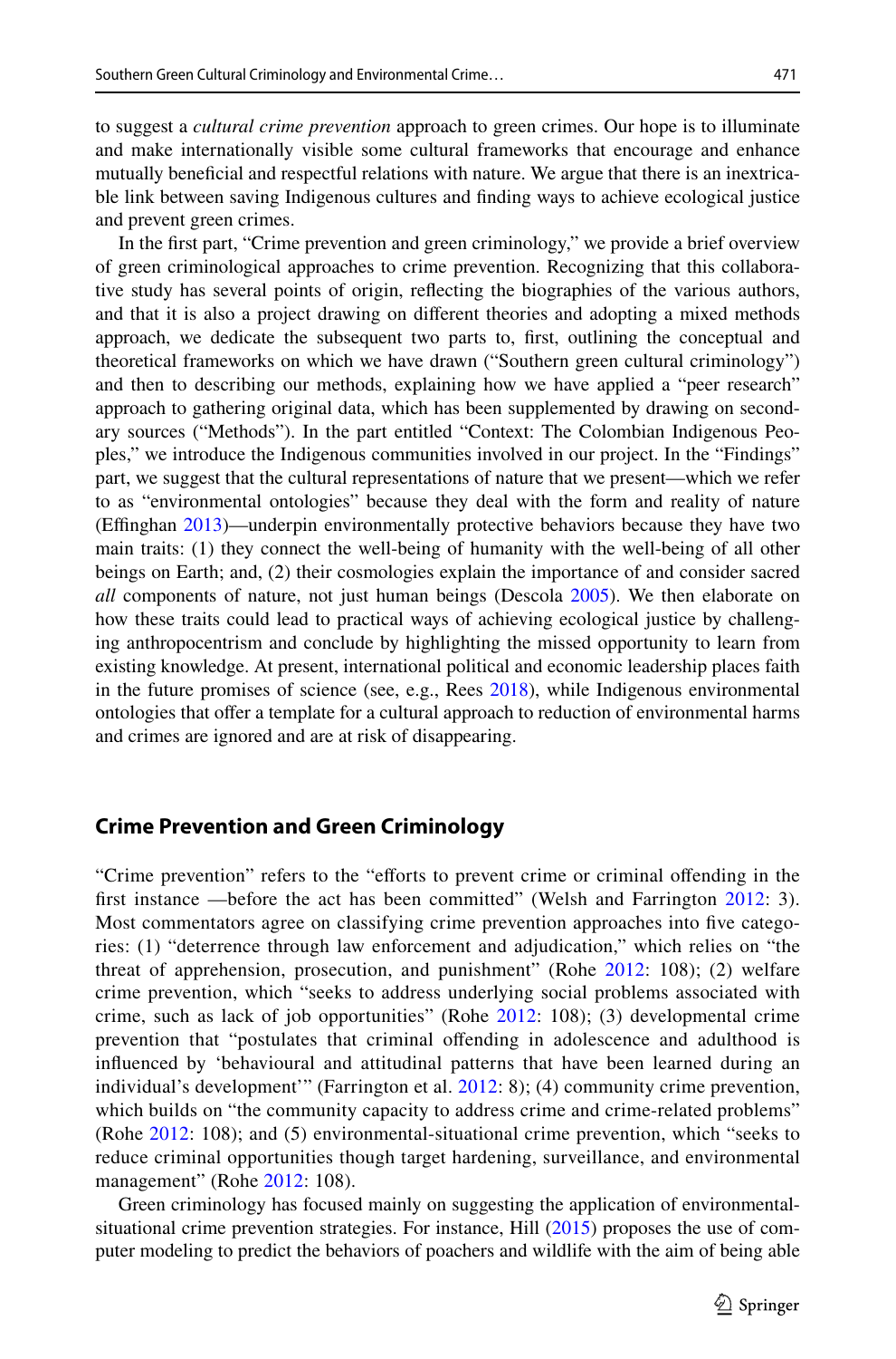to suggest a *cultural crime prevention* approach to green crimes. Our hope is to illuminate and make internationally visible some cultural frameworks that encourage and enhance mutually beneficial and respectful relations with nature. We argue that there is an inextricable link between saving Indigenous cultures and finding ways to achieve ecological justice and prevent green crimes.

In the first part, "Crime prevention and green criminology," we provide a brief overview of green criminological approaches to crime prevention. Recognizing that this collaborative study has several points of origin, reflecting the biographies of the various authors, and that it is also a project drawing on different theories and adopting a mixed methods approach, we dedicate the subsequent two parts to, first, outlining the conceptual and theoretical frameworks on which we have drawn ("Southern green cultural criminology") and then to describing our methods, explaining how we have applied a "peer research" approach to gathering original data, which has been supplemented by drawing on secondary sources ("Methods"). In the part entitled "Context: The Colombian Indigenous Peoples," we introduce the Indigenous communities involved in our project. In the "Findings" part, we suggest that the cultural representations of nature that we present—which we refer to as "environmental ontologies" because they deal with the form and reality of nature (Effinghan 2013)—underpin environmentally protective behaviors because they have two main traits: (1) they connect the well-being of humanity with the well-being of all other beings on Earth; and, (2) their cosmologies explain the importance of and consider sacred *all* components of nature, not just human beings (Descola 2005). We then elaborate on how these traits could lead to practical ways of achieving ecological justice by challenging anthropocentrism and conclude by highlighting the missed opportunity to learn from existing knowledge. At present, international political and economic leadership places faith in the future promises of science (see, e.g., Rees 2018), while Indigenous environmental ontologies that offer a template for a cultural approach to reduction of environmental harms and crimes are ignored and are at risk of disappearing.

## Crime Prevention and Green Criminology

"Crime prevention" refers to the "efforts to prevent crime or criminal offending in the first instance —before the act has been committed" (Welsh and Farrington 2012: 3). Most commentators agree on classifying crime prevention approaches into five categories: (1) "deterrence through law enforcement and adjudication," which relies on "the threat of apprehension, prosecution, and punishment" (Rohe 2012: 108); (2) welfare crime prevention, which "seeks to address underlying social problems associated with crime, such as lack of job opportunities" (Rohe 2012: 108); (3) developmental crime prevention that "postulates that criminal offending in adolescence and adulthood is influenced by 'behavioural and attitudinal patterns that have been learned during an individual's development'" (Farrington et al. 2012: 8); (4) community crime prevention, which builds on "the community capacity to address crime and crime-related problems" (Rohe 2012: 108); and (5) environmental-situational crime prevention, which "seeks to reduce criminal opportunities though target hardening, surveillance, and environmental management" (Rohe 2012: 108).

Green criminology has focused mainly on suggesting the application of environmental-situational crime prevention strategies. For instance, Hill (2015) proposes the use of computer modeling to predict the behaviors of poachers and wildlife with the aim of being able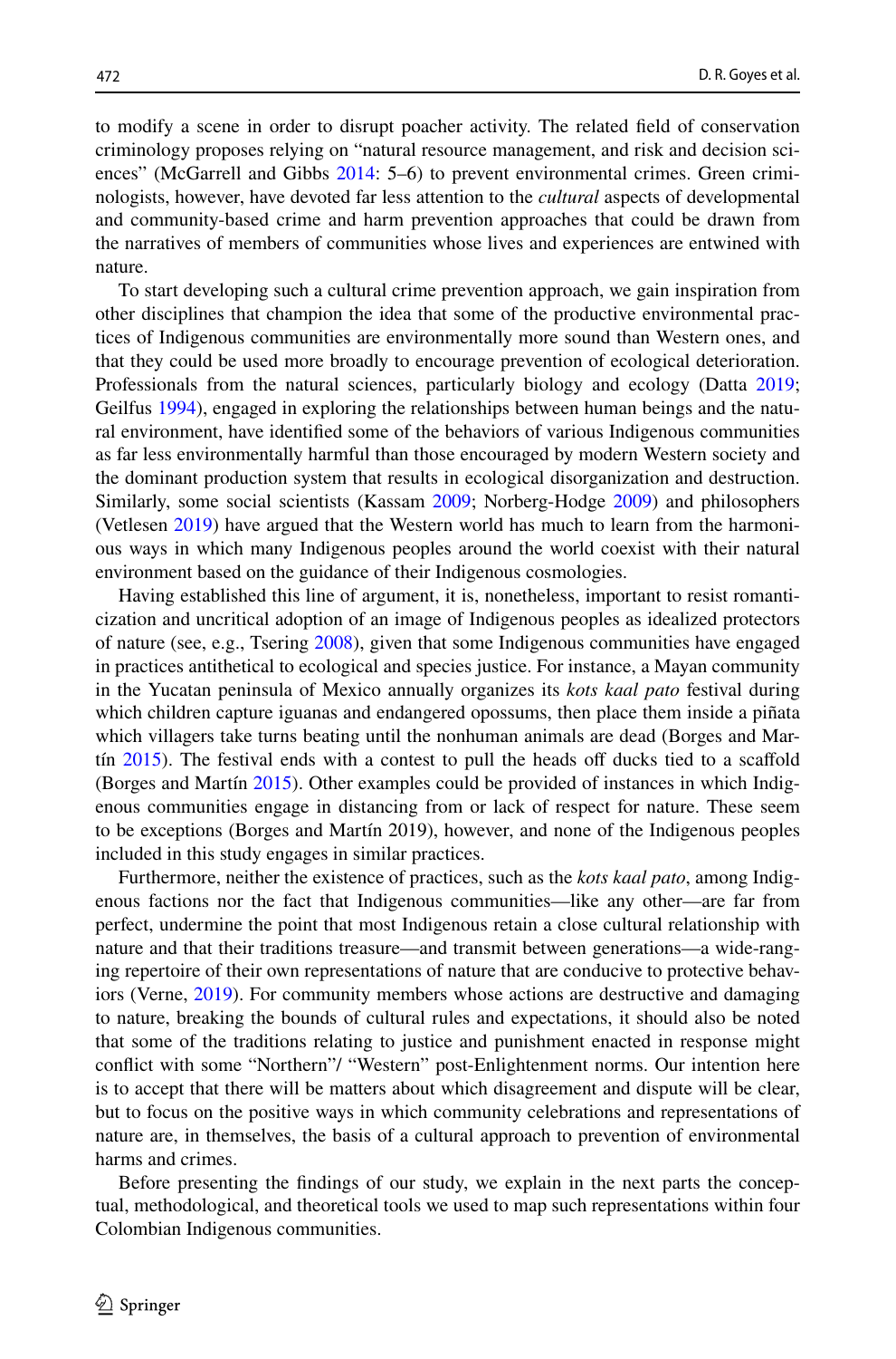to modify a scene in order to disrupt poacher activity. The related field of conservation criminology proposes relying on "natural resource management, and risk and decision sciences" (McGarrell and Gibbs 2014: 5–6) to prevent environmental crimes. Green criminologists, however, have devoted far less attention to the *cultural* aspects of developmental and community-based crime and harm prevention approaches that could be drawn from the narratives of members of communities whose lives and experiences are entwined with nature.

To start developing such a cultural crime prevention approach, we gain inspiration from other disciplines that champion the idea that some of the productive environmental practices of Indigenous communities are environmentally more sound than Western ones, and that they could be used more broadly to encourage prevention of ecological deterioration. Professionals from the natural sciences, particularly biology and ecology (Datta 2019; Geilfus 1994), engaged in exploring the relationships between human beings and the natural environment, have identified some of the behaviors of various Indigenous communities as far less environmentally harmful than those encouraged by modern Western society and the dominant production system that results in ecological disorganization and destruction. Similarly, some social scientists (Kassam 2009; Norberg-Hodge 2009) and philosophers (Vetlesen 2019) have argued that the Western world has much to learn from the harmonious ways in which many Indigenous peoples around the world coexist with their natural environment based on the guidance of their Indigenous cosmologies.

Having established this line of argument, it is, nonetheless, important to resist romanticization and uncritical adoption of an image of Indigenous peoples as idealized protectors of nature (see, e.g., Tsering 2008), given that some Indigenous communities have engaged in practices antithetical to ecological and species justice. For instance, a Mayan community in the Yucatan peninsula of Mexico annually organizes its *kots kaal pato* festival during which children capture iguanas and endangered opossums, then place them inside a piñata which villagers take turns beating until the nonhuman animals are dead (Borges and Martín 2015). The festival ends with a contest to pull the heads off ducks tied to a scaffold (Borges and Martín 2015). Other examples could be provided of instances in which Indigenous communities engage in distancing from or lack of respect for nature. These seem to be exceptions (Borges and Martín 2019), however, and none of the Indigenous peoples included in this study engages in similar practices.

Furthermore, neither the existence of practices, such as the *kots kaal pato*, among Indigenous factions nor the fact that Indigenous communities—like any other—are far from perfect, undermine the point that most Indigenous retain a close cultural relationship with nature and that their traditions treasure—and transmit between generations—a wide-ranging repertoire of their own representations of nature that are conducive to protective behaviors (Verne, 2019). For community members whose actions are destructive and damaging to nature, breaking the bounds of cultural rules and expectations, it should also be noted that some of the traditions relating to justice and punishment enacted in response might conflict with some "Northern"/ "Western" post-Enlightenment norms. Our intention here is to accept that there will be matters about which disagreement and dispute will be clear, but to focus on the positive ways in which community celebrations and representations of nature are, in themselves, the basis of a cultural approach to prevention of environmental harms and crimes.

Before presenting the findings of our study, we explain in the next parts the conceptual, methodological, and theoretical tools we used to map such representations within four Colombian Indigenous communities.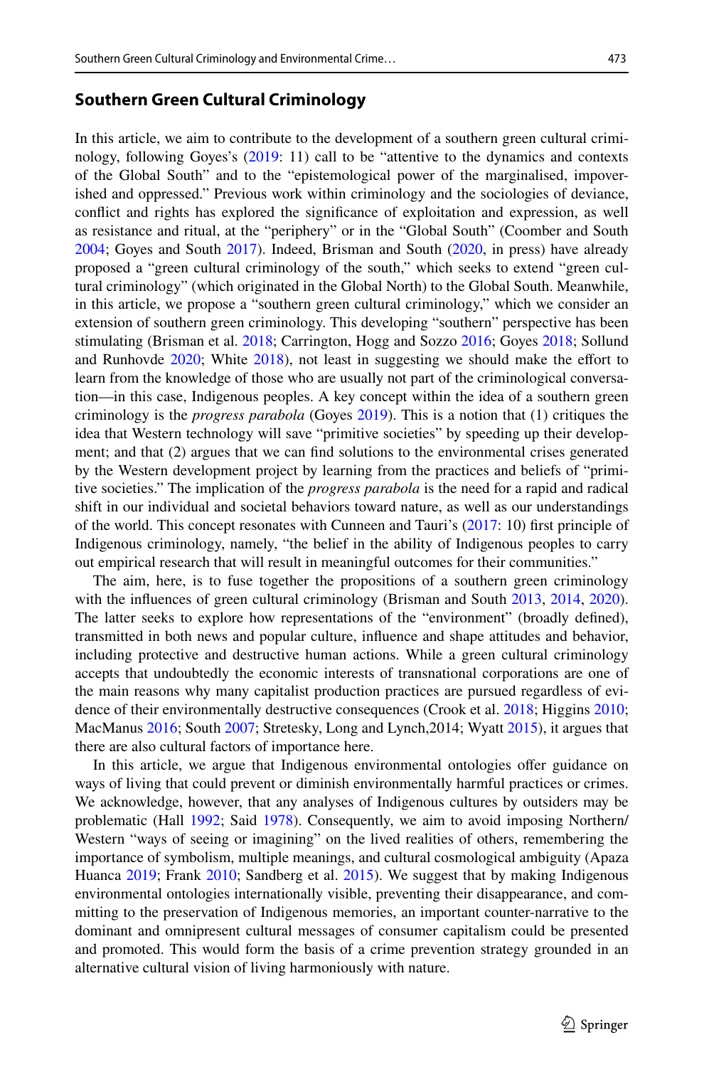## Southern Green Cultural Criminology

In this article, we aim to contribute to the development of a southern green cultural criminology, following Goyes's (2019: 11) call to be "attentive to the dynamics and contexts of the Global South" and to the "epistemological power of the marginalised, impoverished and oppressed." Previous work within criminology and the sociologies of deviance, conflict and rights has explored the significance of exploitation and expression, as well as resistance and ritual, at the "periphery" or in the "Global South" (Coomber and South 2004; Goyes and South 2017). Indeed, Brisman and South (2020, in press) have already proposed a "green cultural criminology of the south," which seeks to extend "green cultural criminology" (which originated in the Global North) to the Global South. Meanwhile, in this article, we propose a "southern green cultural criminology," which we consider an extension of southern green criminology. This developing "southern" perspective has been stimulating (Brisman et al. 2018; Carrington, Hogg and Sozzo 2016; Goyes 2018; Sollund and Runhovde 2020; White 2018), not least in suggesting we should make the effort to learn from the knowledge of those who are usually not part of the criminological conversation—in this case, Indigenous peoples. A key concept within the idea of a southern green criminology is the *progress parabola* (Goyes 2019). This is a notion that (1) critiques the idea that Western technology will save "primitive societies" by speeding up their development; and that (2) argues that we can find solutions to the environmental crises generated by the Western development project by learning from the practices and beliefs of "primitive societies." The implication of the *progress parabola* is the need for a rapid and radical shift in our individual and societal behaviors toward nature, as well as our understandings of the world. This concept resonates with Cunneen and Tauri's (2017: 10) first principle of Indigenous criminology, namely, "the belief in the ability of Indigenous peoples to carry out empirical research that will result in meaningful outcomes for their communities."

The aim, here, is to fuse together the propositions of a southern green criminology with the influences of green cultural criminology (Brisman and South 2013, 2014, 2020). The latter seeks to explore how representations of the "environment" (broadly defined), transmitted in both news and popular culture, influence and shape attitudes and behavior, including protective and destructive human actions. While a green cultural criminology accepts that undoubtedly the economic interests of transnational corporations are one of the main reasons why many capitalist production practices are pursued regardless of evidence of their environmentally destructive consequences (Crook et al. 2018; Higgins 2010; MacManus 2016; South 2007; Stretesky, Long and Lynch,2014; Wyatt 2015), it argues that there are also cultural factors of importance here.

In this article, we argue that Indigenous environmental ontologies offer guidance on ways of living that could prevent or diminish environmentally harmful practices or crimes. We acknowledge, however, that any analyses of Indigenous cultures by outsiders may be problematic (Hall 1992; Said 1978). Consequently, we aim to avoid imposing Northern/Western "ways of seeing or imagining" on the lived realities of others, remembering the importance of symbolism, multiple meanings, and cultural cosmological ambiguity (Apaza Huanca 2019; Frank 2010; Sandberg et al. 2015). We suggest that by making Indigenous environmental ontologies internationally visible, preventing their disappearance, and committing to the preservation of Indigenous memories, an important counter-narrative to the dominant and omnipresent cultural messages of consumer capitalism could be presented and promoted. This would form the basis of a crime prevention strategy grounded in an alternative cultural vision of living harmoniously with nature.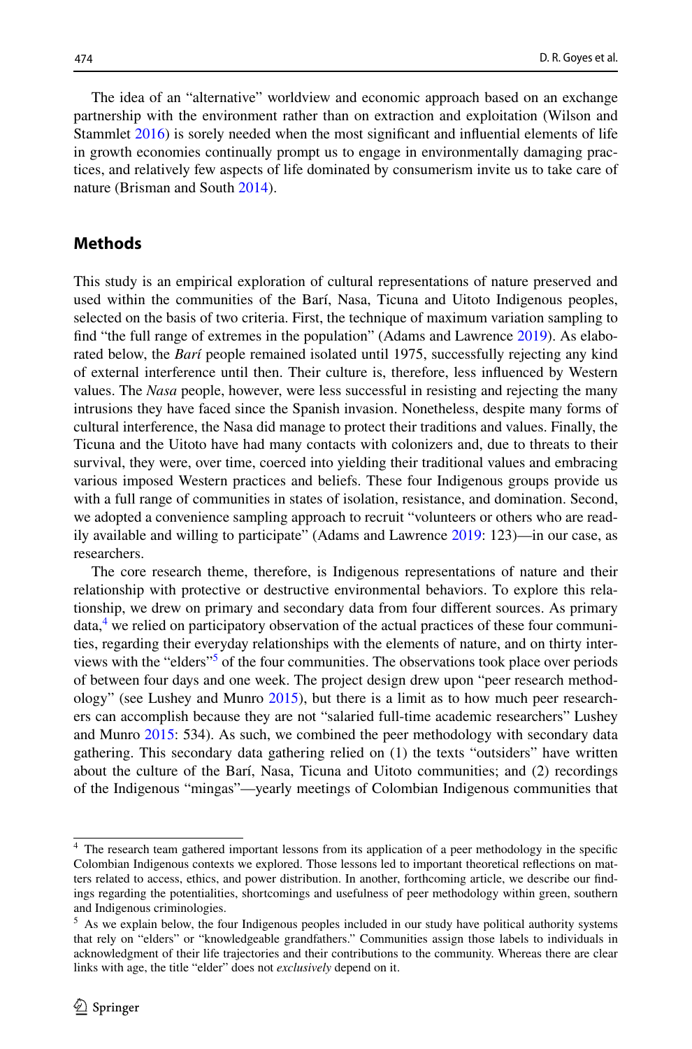The idea of an "alternative" worldview and economic approach based on an exchange partnership with the environment rather than on extraction and exploitation (Wilson and Stammlet 2016) is sorely needed when the most significant and influential elements of life in growth economies continually prompt us to engage in environmentally damaging practices, and relatively few aspects of life dominated by consumerism invite us to take care of nature (Brisman and South 2014).

## Methods

This study is an empirical exploration of cultural representations of nature preserved and used within the communities of the Barí, Nasa, Ticuna and Uitoto Indigenous peoples, selected on the basis of two criteria. First, the technique of maximum variation sampling to find "the full range of extremes in the population" (Adams and Lawrence 2019). As elaborated below, the *Barí* people remained isolated until 1975, successfully rejecting any kind of external interference until then. Their culture is, therefore, less influenced by Western values. The *Nasa* people, however, were less successful in resisting and rejecting the many intrusions they have faced since the Spanish invasion. Nonetheless, despite many forms of cultural interference, the Nasa did manage to protect their traditions and values. Finally, the Ticuna and the Uitoto have had many contacts with colonizers and, due to threats to their survival, they were, over time, coerced into yielding their traditional values and embracing various imposed Western practices and beliefs. These four Indigenous groups provide us with a full range of communities in states of isolation, resistance, and domination. Second, we adopted a convenience sampling approach to recruit "volunteers or others who are readily available and willing to participate" (Adams and Lawrence 2019: 123)—in our case, as researchers.

The core research theme, therefore, is Indigenous representations of nature and their relationship with protective or destructive environmental behaviors. To explore this relationship, we drew on primary and secondary data from four different sources. As primary data,[4] we relied on participatory observation of the actual practices of these four communities, regarding their everyday relationships with the elements of nature, and on thirty interviews with the "elders"[5] of the four communities. The observations took place over periods of between four days and one week. The project design drew upon "peer research methodology" (see Lushey and Munro 2015), but there is a limit as to how much peer researchers can accomplish because they are not "salaried full-time academic researchers" Lushey and Munro 2015: 534). As such, we combined the peer methodology with secondary data gathering. This secondary data gathering relied on (1) the texts "outsiders" have written about the culture of the Barí, Nasa, Ticuna and Uitoto communities; and (2) recordings of the Indigenous "mingas"—yearly meetings of Colombian Indigenous communities that

---

[4] The research team gathered important lessons from its application of a peer methodology in the specific Colombian Indigenous contexts we explored. Those lessons led to important theoretical reflections on matters related to access, ethics, and power distribution. In another, forthcoming article, we describe our findings regarding the potentialities, shortcomings and usefulness of peer methodology within green, southern and Indigenous criminologies.

[5] As we explain below, the four Indigenous peoples included in our study have political authority systems that rely on "elders" or "knowledgeable grandfathers." Communities assign those labels to individuals in acknowledgment of their life trajectories and their contributions to the community. Whereas there are clear links with age, the title "elder" does not *exclusively* depend on it.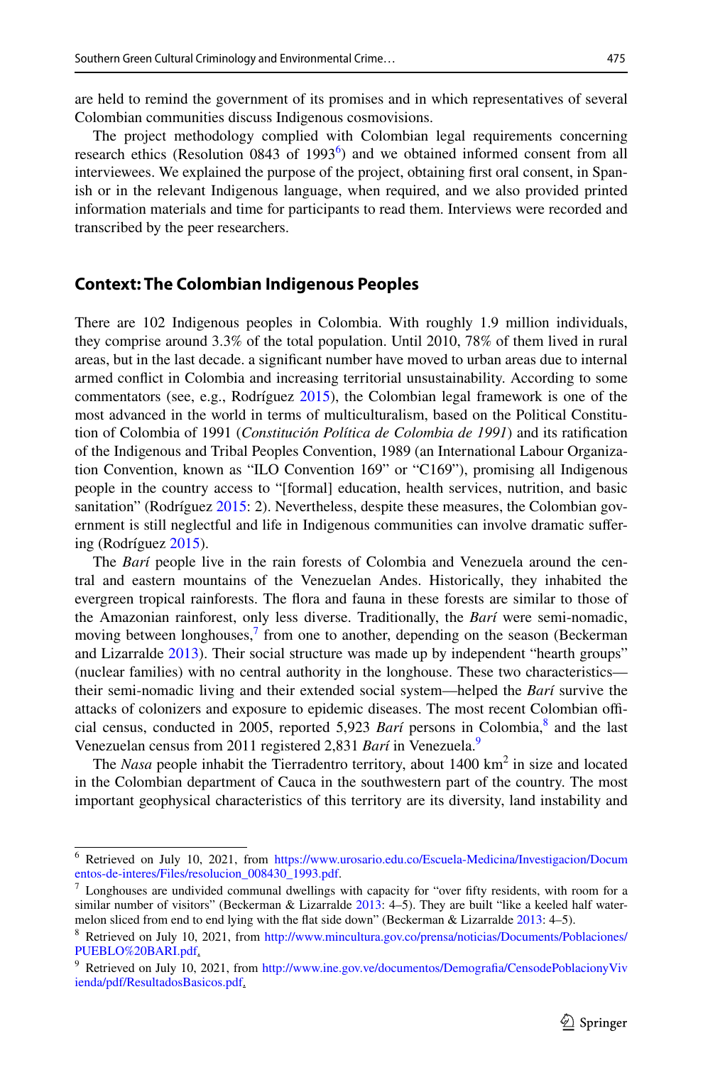are held to remind the government of its promises and in which representatives of several Colombian communities discuss Indigenous cosmovisions.

The project methodology complied with Colombian legal requirements concerning research ethics (Resolution 0843 of 1993[6]) and we obtained informed consent from all interviewees. We explained the purpose of the project, obtaining first oral consent, in Spanish or in the relevant Indigenous language, when required, and we also provided printed information materials and time for participants to read them. Interviews were recorded and transcribed by the peer researchers.

## Context: The Colombian Indigenous Peoples

There are 102 Indigenous peoples in Colombia. With roughly 1.9 million individuals, they comprise around 3.3% of the total population. Until 2010, 78% of them lived in rural areas, but in the last decade. a significant number have moved to urban areas due to internal armed conflict in Colombia and increasing territorial unsustainability. According to some commentators (see, e.g., Rodríguez 2015), the Colombian legal framework is one of the most advanced in the world in terms of multiculturalism, based on the Political Constitution of Colombia of 1991 (*Constitución Política de Colombia de 1991*) and its ratification of the Indigenous and Tribal Peoples Convention, 1989 (an International Labour Organization Convention, known as "ILO Convention 169" or "C169"), promising all Indigenous people in the country access to "[formal] education, health services, nutrition, and basic sanitation" (Rodríguez 2015: 2). Nevertheless, despite these measures, the Colombian government is still neglectful and life in Indigenous communities can involve dramatic suffering (Rodríguez 2015).

The *Barí* people live in the rain forests of Colombia and Venezuela around the central and eastern mountains of the Venezuelan Andes. Historically, they inhabited the evergreen tropical rainforests. The flora and fauna in these forests are similar to those of the Amazonian rainforest, only less diverse. Traditionally, the *Barí* were semi-nomadic, moving between longhouses,[7] from one to another, depending on the season (Beckerman and Lizarralde 2013). Their social structure was made up by independent "hearth groups" (nuclear families) with no central authority in the longhouse. These two characteristics—their semi-nomadic living and their extended social system—helped the *Barí* survive the attacks of colonizers and exposure to epidemic diseases. The most recent Colombian official census, conducted in 2005, reported 5,923 *Barí* persons in Colombia,[8] and the last Venezuelan census from 2011 registered 2,831 *Barí* in Venezuela.[9]

The *Nasa* people inhabit the Tierradentro territory, about 1400 km$^2$ in size and located in the Colombian department of Cauca in the southwestern part of the country. The most important geophysical characteristics of this territory are its diversity, land instability and

---

[6] Retrieved on July 10, 2021, from https://www.urosario.edu.co/Escuela-Medicina/Investigacion/Documentos-de-interes/Files/resolucion_008430_1993.pdf.

[7] Longhouses are undivided communal dwellings with capacity for "over fifty residents, with room for a similar number of visitors" (Beckerman & Lizarralde 2013: 4–5). They are built "like a keeled half watermelon sliced from end to end lying with the flat side down" (Beckerman & Lizarralde 2013: 4–5).

[8] Retrieved on July 10, 2021, from http://www.mincultura.gov.co/prensa/noticias/Documents/Poblaciones/PUEBLO%20BARI.pdf.

[9] Retrieved on July 10, 2021, from http://www.ine.gov.ve/documentos/Demografia/CensodePoblacionyVivienda/pdf/ResultadosBasicos.pdf.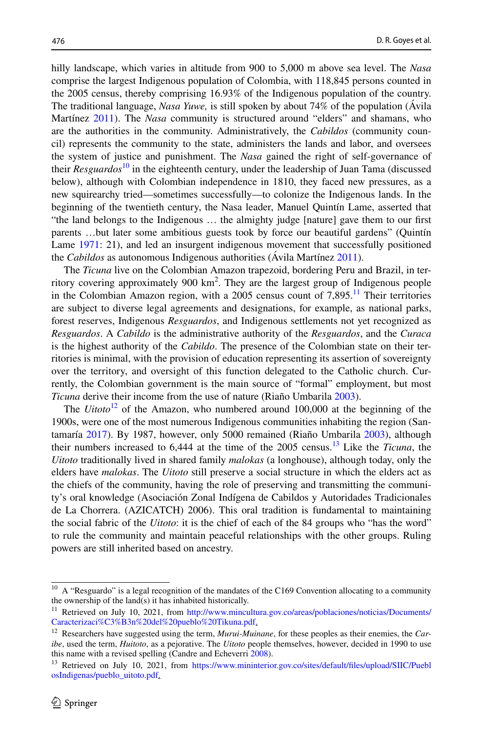hilly landscape, which varies in altitude from 900 to 5,000 m above sea level. The *Nasa* comprise the largest Indigenous population of Colombia, with 118,845 persons counted in the 2005 census, thereby comprising 16.93% of the Indigenous population of the country. The traditional language, *Nasa Yuwe,* is still spoken by about 74% of the population (Ávila Martínez 2011). The *Nasa* community is structured around "elders" and shamans, who are the authorities in the community. Administratively, the *Cabildos* (community council) represents the community to the state, administers the lands and labor, and oversees the system of justice and punishment. The *Nasa* gained the right of self-governance of their *Resguardos*[10] in the eighteenth century, under the leadership of Juan Tama (discussed below), although with Colombian independence in 1810, they faced new pressures, as a new squirearchy tried—sometimes successfully—to colonize the Indigenous lands. In the beginning of the twentieth century, the Nasa leader, Manuel Quintín Lame, asserted that "the land belongs to the Indigenous … the almighty judge [nature] gave them to our first parents …but later some ambitious guests took by force our beautiful gardens" (Quintín Lame 1971: 21), and led an insurgent indigenous movement that successfully positioned the *Cabildos* as autonomous Indigenous authorities (Ávila Martínez 2011).

The *Ticuna* live on the Colombian Amazon trapezoid, bordering Peru and Brazil, in territory covering approximately 900 km$^2$. They are the largest group of Indigenous people in the Colombian Amazon region, with a 2005 census count of 7,895.[11] Their territories are subject to diverse legal agreements and designations, for example, as national parks, forest reserves, Indigenous *Resguardos*, and Indigenous settlements not yet recognized as *Resguardos*. A *Cabildo* is the administrative authority of the *Resguardos*, and the *Curaca* is the highest authority of the *Cabildo*. The presence of the Colombian state on their territories is minimal, with the provision of education representing its assertion of sovereignty over the territory, and oversight of this function delegated to the Catholic church. Currently, the Colombian government is the main source of "formal" employment, but most *Ticuna* derive their income from the use of nature (Riaño Umbarila 2003).

The *Uitoto*[12] of the Amazon, who numbered around 100,000 at the beginning of the 1900s, were one of the most numerous Indigenous communities inhabiting the region (Santamaría 2017). By 1987, however, only 5000 remained (Riaño Umbarila 2003), although their numbers increased to 6,444 at the time of the 2005 census.[13] Like the *Ticuna*, the *Uitoto* traditionally lived in shared family *malokas* (a longhouse), although today, only the elders have *malokas*. The *Uitoto* still preserve a social structure in which the elders act as the chiefs of the community, having the role of preserving and transmitting the community's oral knowledge (Asociación Zonal Indígena de Cabildos y Autoridades Tradicionales de La Chorrera. (AZICATCH) 2006). This oral tradition is fundamental to maintaining the social fabric of the *Uitoto*: it is the chief of each of the 84 groups who "has the word" to rule the community and maintain peaceful relationships with the other groups. Ruling powers are still inherited based on ancestry.

---

[10] A "Resguardo" is a legal recognition of the mandates of the C169 Convention allocating to a community the ownership of the land(s) it has inhabited historically.

[11] Retrieved on July 10, 2021, from http://www.mincultura.gov.co/areas/poblaciones/noticias/Documents/Caracterizaci%C3%B3n%20del%20pueblo%20Tikuna.pdf.

[12] Researchers have suggested using the term, *Murui-Muinane*, for these peoples as their enemies, the *Caribe*, used the term, *Huitoto*, as a pejorative. The *Uitoto* people themselves, however, decided in 1990 to use this name with a revised spelling (Candre and Echeverri 2008).

[13] Retrieved on July 10, 2021, from https://www.mininterior.gov.co/sites/default/files/upload/SIIC/PueblosIndigenas/pueblo_uitoto.pdf.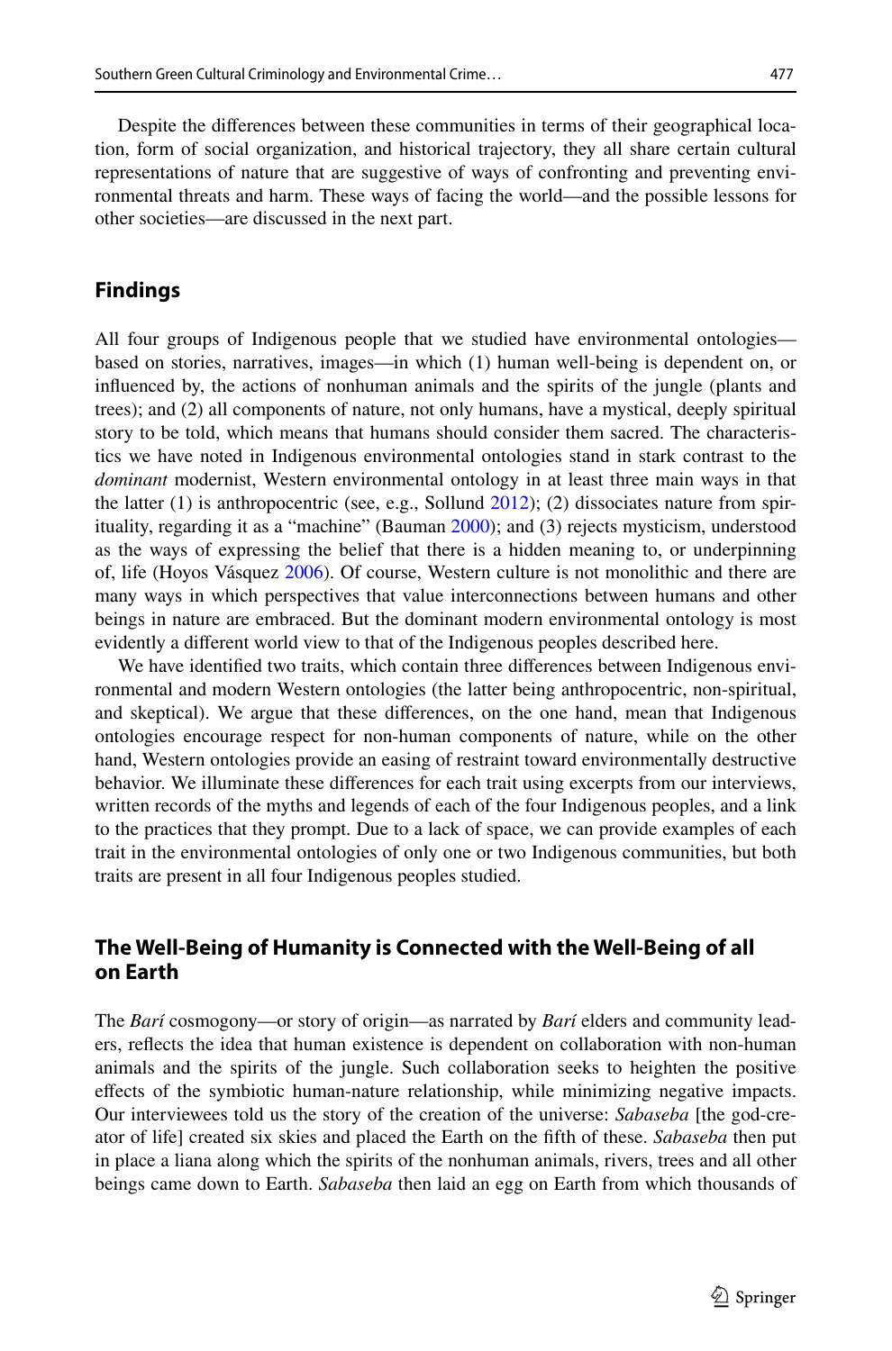Despite the differences between these communities in terms of their geographical location, form of social organization, and historical trajectory, they all share certain cultural representations of nature that are suggestive of ways of confronting and preventing environmental threats and harm. These ways of facing the world—and the possible lessons for other societies—are discussed in the next part.

## Findings

All four groups of Indigenous people that we studied have environmental ontologies—based on stories, narratives, images—in which (1) human well-being is dependent on, or influenced by, the actions of nonhuman animals and the spirits of the jungle (plants and trees); and (2) all components of nature, not only humans, have a mystical, deeply spiritual story to be told, which means that humans should consider them sacred. The characteristics we have noted in Indigenous environmental ontologies stand in stark contrast to the *dominant* modernist, Western environmental ontology in at least three main ways in that the latter (1) is anthropocentric (see, e.g., Sollund 2012); (2) dissociates nature from spirituality, regarding it as a "machine" (Bauman 2000); and (3) rejects mysticism, understood as the ways of expressing the belief that there is a hidden meaning to, or underpinning of, life (Hoyos Vásquez 2006). Of course, Western culture is not monolithic and there are many ways in which perspectives that value interconnections between humans and other beings in nature are embraced. But the dominant modern environmental ontology is most evidently a different world view to that of the Indigenous peoples described here.

We have identified two traits, which contain three differences between Indigenous environmental and modern Western ontologies (the latter being anthropocentric, non-spiritual, and skeptical). We argue that these differences, on the one hand, mean that Indigenous ontologies encourage respect for non-human components of nature, while on the other hand, Western ontologies provide an easing of restraint toward environmentally destructive behavior. We illuminate these differences for each trait using excerpts from our interviews, written records of the myths and legends of each of the four Indigenous peoples, and a link to the practices that they prompt. Due to a lack of space, we can provide examples of each trait in the environmental ontologies of only one or two Indigenous communities, but both traits are present in all four Indigenous peoples studied.

### The Well-Being of Humanity is Connected with the Well-Being of all on Earth

The *Barí* cosmogony—or story of origin—as narrated by *Barí* elders and community leaders, reflects the idea that human existence is dependent on collaboration with non-human animals and the spirits of the jungle. Such collaboration seeks to heighten the positive effects of the symbiotic human-nature relationship, while minimizing negative impacts. Our interviewees told us the story of the creation of the universe: *Sabaseba* [the god-creator of life] created six skies and placed the Earth on the fifth of these. *Sabaseba* then put in place a liana along which the spirits of the nonhuman animals, rivers, trees and all other beings came down to Earth. *Sabaseba* then laid an egg on Earth from which thousands of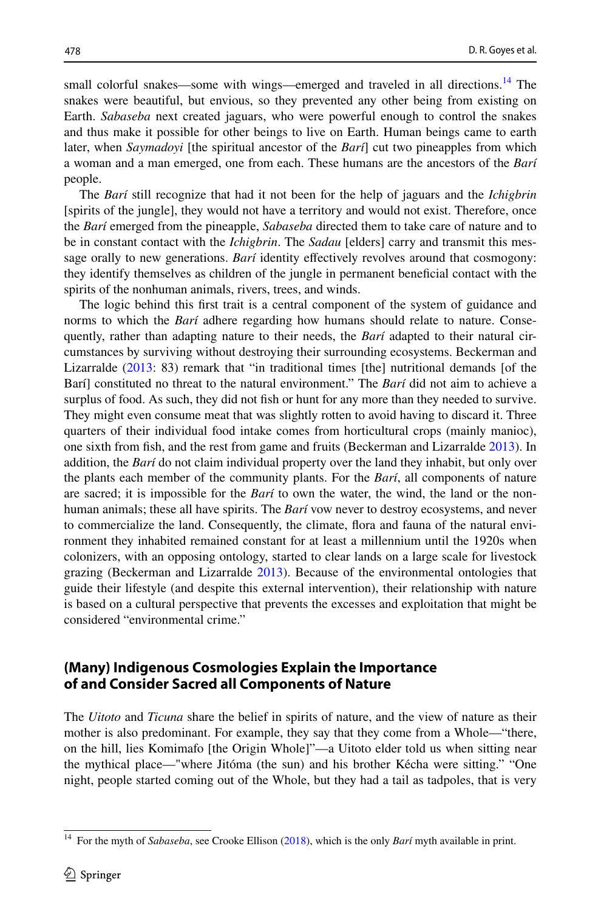small colorful snakes—some with wings—emerged and traveled in all directions.[14] The snakes were beautiful, but envious, so they prevented any other being from existing on Earth. *Sabaseba* next created jaguars, who were powerful enough to control the snakes and thus make it possible for other beings to live on Earth. Human beings came to earth later, when *Saymadoyi* [the spiritual ancestor of the *Barí*] cut two pineapples from which a woman and a man emerged, one from each. These humans are the ancestors of the *Barí* people.

The *Barí* still recognize that had it not been for the help of jaguars and the *Ichigbrin* [spirits of the jungle], they would not have a territory and would not exist. Therefore, once the *Barí* emerged from the pineapple, *Sabaseba* directed them to take care of nature and to be in constant contact with the *Ichigbrin*. The *Sadau* [elders] carry and transmit this message orally to new generations. *Barí* identity effectively revolves around that cosmogony: they identify themselves as children of the jungle in permanent beneficial contact with the spirits of the nonhuman animals, rivers, trees, and winds.

The logic behind this first trait is a central component of the system of guidance and norms to which the *Barí* adhere regarding how humans should relate to nature. Consequently, rather than adapting nature to their needs, the *Barí* adapted to their natural circumstances by surviving without destroying their surrounding ecosystems. Beckerman and Lizarralde (2013: 83) remark that "in traditional times [the] nutritional demands [of the Barí] constituted no threat to the natural environment." The *Barí* did not aim to achieve a surplus of food. As such, they did not fish or hunt for any more than they needed to survive. They might even consume meat that was slightly rotten to avoid having to discard it. Three quarters of their individual food intake comes from horticultural crops (mainly manioc), one sixth from fish, and the rest from game and fruits (Beckerman and Lizarralde 2013). In addition, the *Barí* do not claim individual property over the land they inhabit, but only over the plants each member of the community plants. For the *Barí*, all components of nature are sacred; it is impossible for the *Barí* to own the water, the wind, the land or the nonhuman animals; these all have spirits. The *Barí* vow never to destroy ecosystems, and never to commercialize the land. Consequently, the climate, flora and fauna of the natural environment they inhabited remained constant for at least a millennium until the 1920s when colonizers, with an opposing ontology, started to clear lands on a large scale for livestock grazing (Beckerman and Lizarralde 2013). Because of the environmental ontologies that guide their lifestyle (and despite this external intervention), their relationship with nature is based on a cultural perspective that prevents the excesses and exploitation that might be considered "environmental crime."

## (Many) Indigenous Cosmologies Explain the Importance of and Consider Sacred all Components of Nature

The *Uitoto* and *Ticuna* share the belief in spirits of nature, and the view of nature as their mother is also predominant. For example, they say that they come from a Whole—"there, on the hill, lies Komimafo [the Origin Whole]"—a Uitoto elder told us when sitting near the mythical place—"where Jitóma (the sun) and his brother Kécha were sitting." "One night, people started coming out of the Whole, but they had a tail as tadpoles, that is very

[14] For the myth of *Sabaseba*, see Crooke Ellison (2018), which is the only *Barí* myth available in print.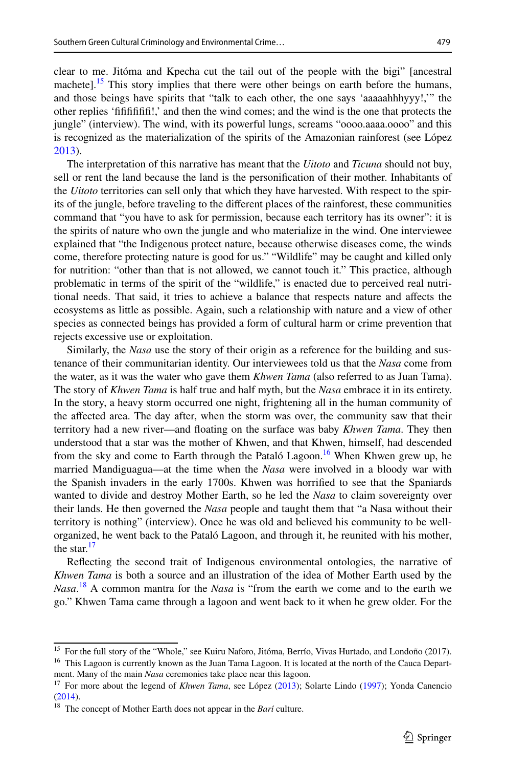clear to me. Jitóma and Kpecha cut the tail out of the people with the bigi" [ancestral machete].[15] This story implies that there were other beings on earth before the humans, and those beings have spirits that "talk to each other, the one says 'aaaaahhhyyy!,'" the other replies 'fififififi!,' and then the wind comes; and the wind is the one that protects the jungle" (interview). The wind, with its powerful lungs, screams "oooo.aaaa.oooo" and this is recognized as the materialization of the spirits of the Amazonian rainforest (see López 2013).

The interpretation of this narrative has meant that the *Uitoto* and *Ticuna* should not buy, sell or rent the land because the land is the personification of their mother. Inhabitants of the *Uitoto* territories can sell only that which they have harvested. With respect to the spirits of the jungle, before traveling to the different places of the rainforest, these communities command that "you have to ask for permission, because each territory has its owner": it is the spirits of nature who own the jungle and who materialize in the wind. One interviewee explained that "the Indigenous protect nature, because otherwise diseases come, the winds come, therefore protecting nature is good for us." "Wildlife" may be caught and killed only for nutrition: "other than that is not allowed, we cannot touch it." This practice, although problematic in terms of the spirit of the "wildlife," is enacted due to perceived real nutritional needs. That said, it tries to achieve a balance that respects nature and affects the ecosystems as little as possible. Again, such a relationship with nature and a view of other species as connected beings has provided a form of cultural harm or crime prevention that rejects excessive use or exploitation.

Similarly, the *Nasa* use the story of their origin as a reference for the building and sustenance of their communitarian identity. Our interviewees told us that the *Nasa* come from the water, as it was the water who gave them *Khwen Tama* (also referred to as Juan Tama). The story of *Khwen Tama* is half true and half myth, but the *Nasa* embrace it in its entirety. In the story, a heavy storm occurred one night, frightening all in the human community of the affected area. The day after, when the storm was over, the community saw that their territory had a new river—and floating on the surface was baby *Khwen Tama*. They then understood that a star was the mother of Khwen, and that Khwen, himself, had descended from the sky and come to Earth through the Pataló Lagoon.[16] When Khwen grew up, he married Mandiguagua—at the time when the *Nasa* were involved in a bloody war with the Spanish invaders in the early 1700s. Khwen was horrified to see that the Spaniards wanted to divide and destroy Mother Earth, so he led the *Nasa* to claim sovereignty over their lands. He then governed the *Nasa* people and taught them that "a Nasa without their territory is nothing" (interview). Once he was old and believed his community to be well-organized, he went back to the Pataló Lagoon, and through it, he reunited with his mother, the star.[17]

Reflecting the second trait of Indigenous environmental ontologies, the narrative of *Khwen Tama* is both a source and an illustration of the idea of Mother Earth used by the *Nasa*.[18] A common mantra for the *Nasa* is "from the earth we come and to the earth we go." Khwen Tama came through a lagoon and went back to it when he grew older. For the

---

[15] For the full story of the "Whole," see Kuiru Naforo, Jitóma, Berrío, Vivas Hurtado, and Londoño (2017).

[16] This Lagoon is currently known as the Juan Tama Lagoon. It is located at the north of the Cauca Department. Many of the main *Nasa* ceremonies take place near this lagoon.

[17] For more about the legend of *Khwen Tama*, see López (2013); Solarte Lindo (1997); Yonda Canencio (2014).

[18] The concept of Mother Earth does not appear in the *Barí* culture.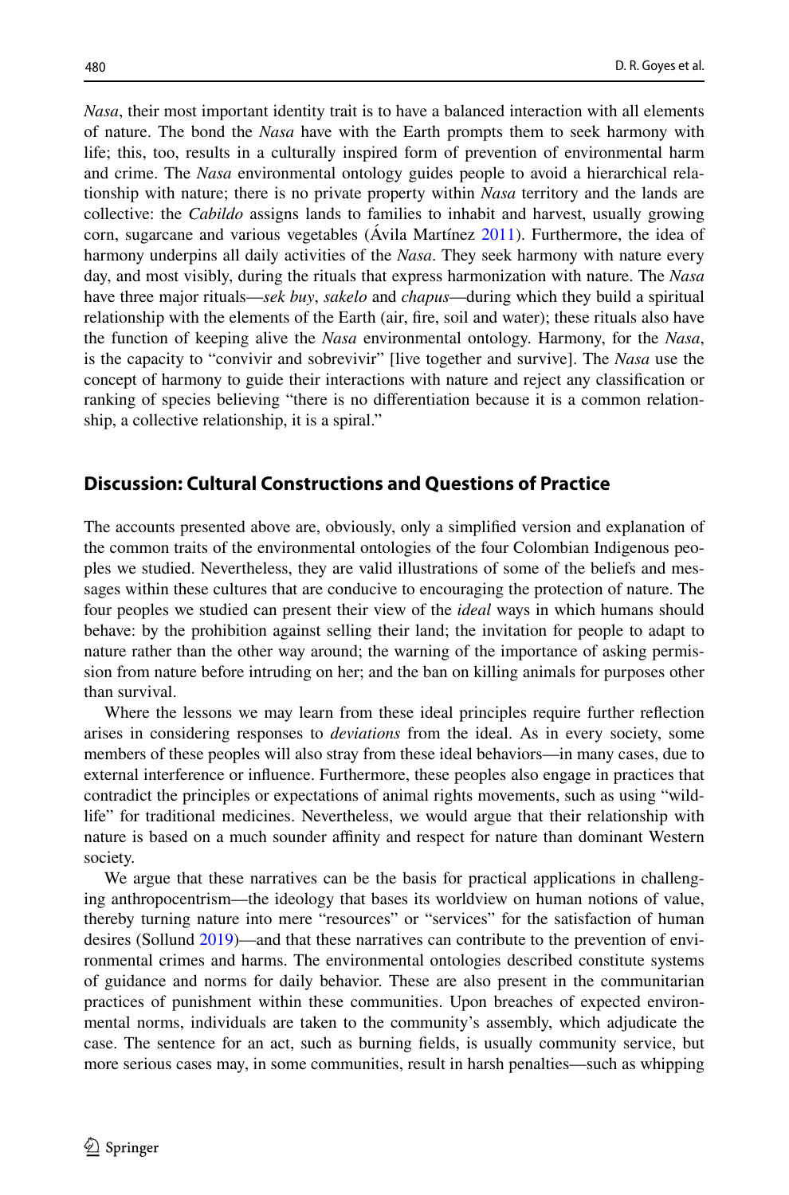*Nasa*, their most important identity trait is to have a balanced interaction with all elements of nature. The bond the *Nasa* have with the Earth prompts them to seek harmony with life; this, too, results in a culturally inspired form of prevention of environmental harm and crime. The *Nasa* environmental ontology guides people to avoid a hierarchical relationship with nature; there is no private property within *Nasa* territory and the lands are collective: the *Cabildo* assigns lands to families to inhabit and harvest, usually growing corn, sugarcane and various vegetables (Ávila Martínez 2011). Furthermore, the idea of harmony underpins all daily activities of the *Nasa*. They seek harmony with nature every day, and most visibly, during the rituals that express harmonization with nature. The *Nasa* have three major rituals—*sek buy*, *sakelo* and *chapus*—during which they build a spiritual relationship with the elements of the Earth (air, fire, soil and water); these rituals also have the function of keeping alive the *Nasa* environmental ontology. Harmony, for the *Nasa*, is the capacity to "convivir and sobrevivir" [live together and survive]. The *Nasa* use the concept of harmony to guide their interactions with nature and reject any classification or ranking of species believing "there is no differentiation because it is a common relationship, a collective relationship, it is a spiral."

## Discussion: Cultural Constructions and Questions of Practice

The accounts presented above are, obviously, only a simplified version and explanation of the common traits of the environmental ontologies of the four Colombian Indigenous peoples we studied. Nevertheless, they are valid illustrations of some of the beliefs and messages within these cultures that are conducive to encouraging the protection of nature. The four peoples we studied can present their view of the *ideal* ways in which humans should behave: by the prohibition against selling their land; the invitation for people to adapt to nature rather than the other way around; the warning of the importance of asking permission from nature before intruding on her; and the ban on killing animals for purposes other than survival.

Where the lessons we may learn from these ideal principles require further reflection arises in considering responses to *deviations* from the ideal. As in every society, some members of these peoples will also stray from these ideal behaviors—in many cases, due to external interference or influence. Furthermore, these peoples also engage in practices that contradict the principles or expectations of animal rights movements, such as using "wildlife" for traditional medicines. Nevertheless, we would argue that their relationship with nature is based on a much sounder affinity and respect for nature than dominant Western society.

We argue that these narratives can be the basis for practical applications in challenging anthropocentrism—the ideology that bases its worldview on human notions of value, thereby turning nature into mere "resources" or "services" for the satisfaction of human desires (Sollund 2019)—and that these narratives can contribute to the prevention of environmental crimes and harms. The environmental ontologies described constitute systems of guidance and norms for daily behavior. These are also present in the communitarian practices of punishment within these communities. Upon breaches of expected environmental norms, individuals are taken to the community's assembly, which adjudicate the case. The sentence for an act, such as burning fields, is usually community service, but more serious cases may, in some communities, result in harsh penalties—such as whipping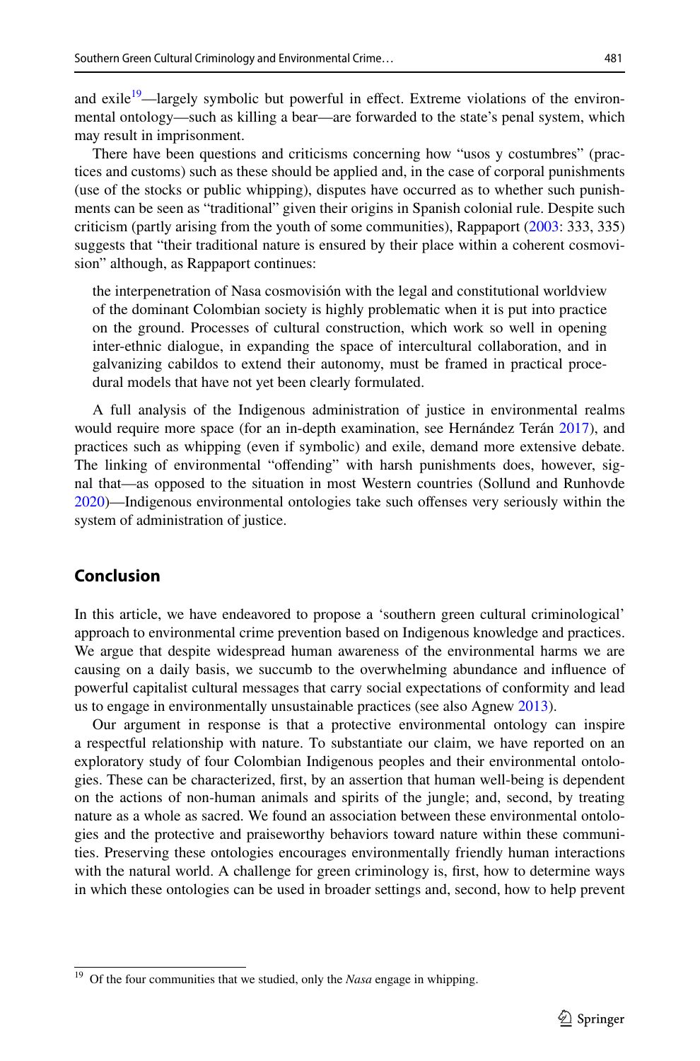and exile[19]—largely symbolic but powerful in effect. Extreme violations of the environmental ontology—such as killing a bear—are forwarded to the state's penal system, which may result in imprisonment.

There have been questions and criticisms concerning how "usos y costumbres" (practices and customs) such as these should be applied and, in the case of corporal punishments (use of the stocks or public whipping), disputes have occurred as to whether such punishments can be seen as "traditional" given their origins in Spanish colonial rule. Despite such criticism (partly arising from the youth of some communities), Rappaport (2003: 333, 335) suggests that "their traditional nature is ensured by their place within a coherent cosmovision" although, as Rappaport continues:

> the interpenetration of Nasa cosmovisión with the legal and constitutional worldview of the dominant Colombian society is highly problematic when it is put into practice on the ground. Processes of cultural construction, which work so well in opening inter-ethnic dialogue, in expanding the space of intercultural collaboration, and in galvanizing cabildos to extend their autonomy, must be framed in practical procedural models that have not yet been clearly formulated.

A full analysis of the Indigenous administration of justice in environmental realms would require more space (for an in-depth examination, see Hernández Terán 2017), and practices such as whipping (even if symbolic) and exile, demand more extensive debate. The linking of environmental "offending" with harsh punishments does, however, signal that—as opposed to the situation in most Western countries (Sollund and Runhovde 2020)—Indigenous environmental ontologies take such offenses very seriously within the system of administration of justice.

## Conclusion

In this article, we have endeavored to propose a 'southern green cultural criminological' approach to environmental crime prevention based on Indigenous knowledge and practices. We argue that despite widespread human awareness of the environmental harms we are causing on a daily basis, we succumb to the overwhelming abundance and influence of powerful capitalist cultural messages that carry social expectations of conformity and lead us to engage in environmentally unsustainable practices (see also Agnew 2013).

Our argument in response is that a protective environmental ontology can inspire a respectful relationship with nature. To substantiate our claim, we have reported on an exploratory study of four Colombian Indigenous peoples and their environmental ontologies. These can be characterized, first, by an assertion that human well-being is dependent on the actions of non-human animals and spirits of the jungle; and, second, by treating nature as a whole as sacred. We found an association between these environmental ontologies and the protective and praiseworthy behaviors toward nature within these communities. Preserving these ontologies encourages environmentally friendly human interactions with the natural world. A challenge for green criminology is, first, how to determine ways in which these ontologies can be used in broader settings and, second, how to help prevent

[19] Of the four communities that we studied, only the *Nasa* engage in whipping.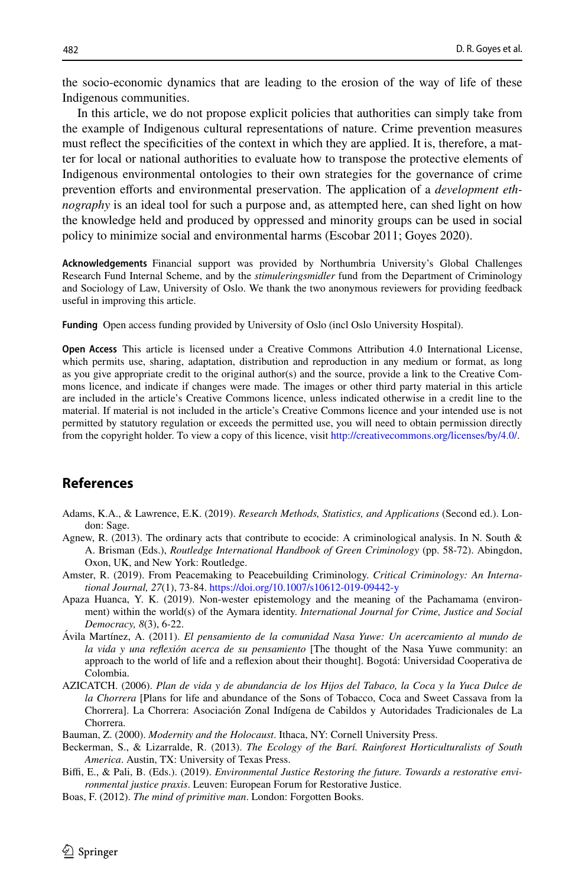the socio-economic dynamics that are leading to the erosion of the way of life of these Indigenous communities.

In this article, we do not propose explicit policies that authorities can simply take from the example of Indigenous cultural representations of nature. Crime prevention measures must reflect the specificities of the context in which they are applied. It is, therefore, a matter for local or national authorities to evaluate how to transpose the protective elements of Indigenous environmental ontologies to their own strategies for the governance of crime prevention efforts and environmental preservation. The application of a *development ethnography* is an ideal tool for such a purpose and, as attempted here, can shed light on how the knowledge held and produced by oppressed and minority groups can be used in social policy to minimize social and environmental harms (Escobar 2011; Goyes 2020).

**Acknowledgements** Financial support was provided by Northumbria University's Global Challenges Research Fund Internal Scheme, and by the *stimuleringsmidler* fund from the Department of Criminology and Sociology of Law, University of Oslo. We thank the two anonymous reviewers for providing feedback useful in improving this article.

**Funding** Open access funding provided by University of Oslo (incl Oslo University Hospital).

**Open Access** This article is licensed under a Creative Commons Attribution 4.0 International License, which permits use, sharing, adaptation, distribution and reproduction in any medium or format, as long as you give appropriate credit to the original author(s) and the source, provide a link to the Creative Commons licence, and indicate if changes were made. The images or other third party material in this article are included in the article's Creative Commons licence, unless indicated otherwise in a credit line to the material. If material is not included in the article's Creative Commons licence and your intended use is not permitted by statutory regulation or exceeds the permitted use, you will need to obtain permission directly from the copyright holder. To view a copy of this licence, visit http://creativecommons.org/licenses/by/4.0/.

## References

Adams, K.A., & Lawrence, E.K. (2019). *Research Methods, Statistics, and Applications* (Second ed.). London: Sage.

Agnew, R. (2013). The ordinary acts that contribute to ecocide: A criminological analysis. In N. South & A. Brisman (Eds.), *Routledge International Handbook of Green Criminology* (pp. 58-72). Abingdon, Oxon, UK, and New York: Routledge.

Amster, R. (2019). From Peacemaking to Peacebuilding Criminology. *Critical Criminology: An International Journal, 27*(1), 73-84. https://doi.org/10.1007/s10612-019-09442-y

Apaza Huanca, Y. K. (2019). Non-wester epistemology and the meaning of the Pachamama (environment) within the world(s) of the Aymara identity. *International Journal for Crime, Justice and Social Democracy, 8*(3), 6-22.

Ávila Martínez, A. (2011). *El pensamiento de la comunidad Nasa Yuwe: Un acercamiento al mundo de la vida y una reflexión acerca de su pensamiento* [The thought of the Nasa Yuwe community: an approach to the world of life and a reflexion about their thought]. Bogotá: Universidad Cooperativa de Colombia.

AZICATCH. (2006). *Plan de vida y de abundancia de los Hijos del Tabaco, la Coca y la Yuca Dulce de la Chorrera* [Plans for life and abundance of the Sons of Tobacco, Coca and Sweet Cassava from la Chorrera]. La Chorrera: Asociación Zonal Indígena de Cabildos y Autoridades Tradicionales de La Chorrera.

Bauman, Z. (2000). *Modernity and the Holocaust*. Ithaca, NY: Cornell University Press.

Beckerman, S., & Lizarralde, R. (2013). *The Ecology of the Barí. Rainforest Horticulturalists of South America*. Austin, TX: University of Texas Press.

Biffi, E., & Pali, B. (Eds.). (2019). *Environmental Justice Restoring the future. Towards a restorative environmental justice praxis*. Leuven: European Forum for Restorative Justice.

Boas, F. (2012). *The mind of primitive man*. London: Forgotten Books.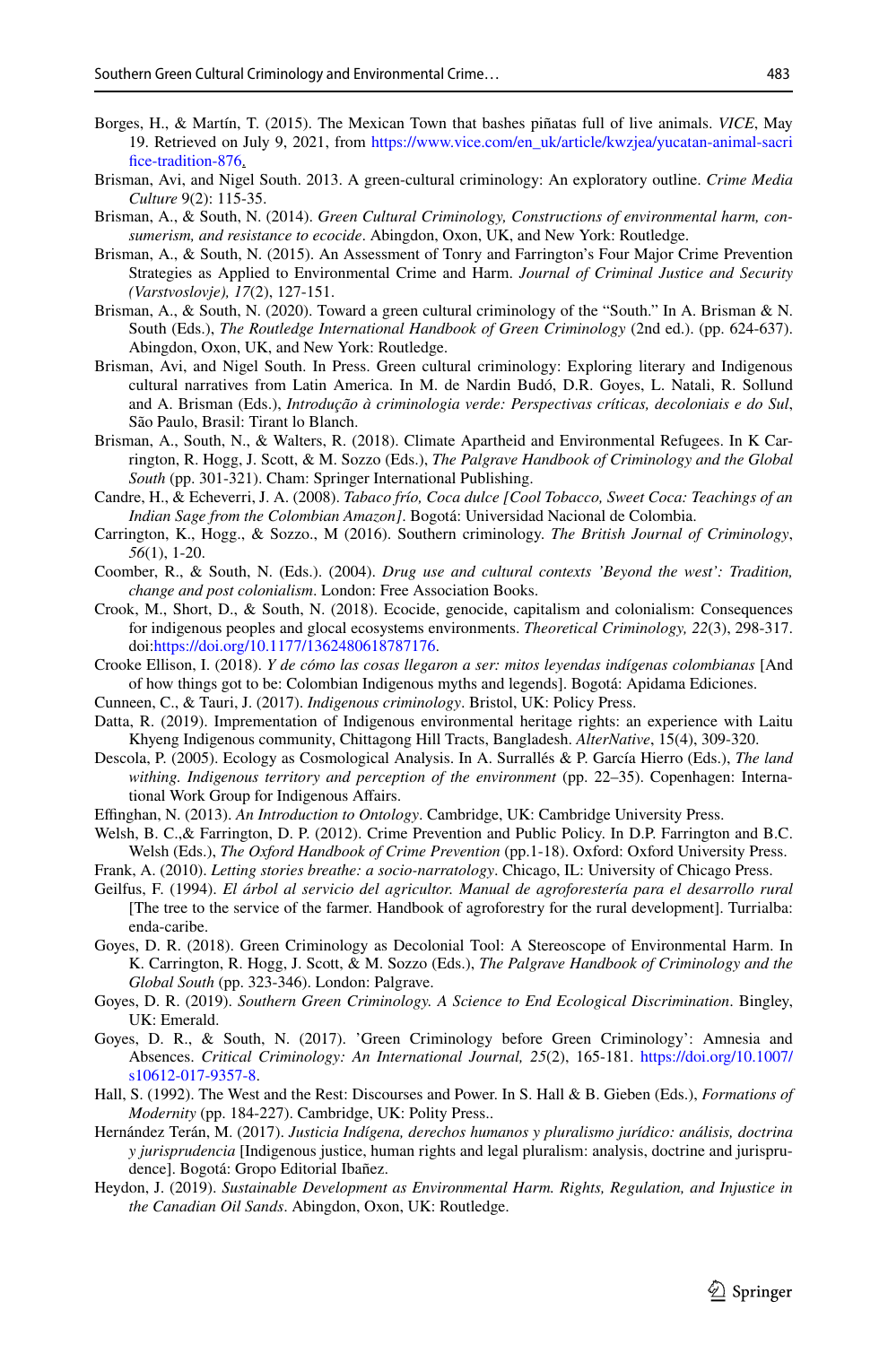Borges, H., & Martín, T. (2015). The Mexican Town that bashes piñatas full of live animals. *VICE*, May 19. Retrieved on July 9, 2021, from https://www.vice.com/en_uk/article/kwzjea/yucatan-animal-sacrifice-tradition-876.

Brisman, Avi, and Nigel South. 2013. A green-cultural criminology: An exploratory outline. *Crime Media Culture* 9(2): 115-35.

Brisman, A., & South, N. (2014). *Green Cultural Criminology, Constructions of environmental harm, consumerism, and resistance to ecocide*. Abingdon, Oxon, UK, and New York: Routledge.

Brisman, A., & South, N. (2015). An Assessment of Tonry and Farrington's Four Major Crime Prevention Strategies as Applied to Environmental Crime and Harm. *Journal of Criminal Justice and Security (Varstvoslovje), 17*(2), 127-151.

Brisman, A., & South, N. (2020). Toward a green cultural criminology of the "South." In A. Brisman & N. South (Eds.), *The Routledge International Handbook of Green Criminology* (2nd ed.). (pp. 624-637). Abingdon, Oxon, UK, and New York: Routledge.

Brisman, Avi, and Nigel South. In Press. Green cultural criminology: Exploring literary and Indigenous cultural narratives from Latin America. In M. de Nardin Budó, D.R. Goyes, L. Natali, R. Sollund and A. Brisman (Eds.), *Introdução à criminologia verde: Perspectivas críticas, decoloniais e do Sul*, São Paulo, Brasil: Tirant lo Blanch.

Brisman, A., South, N., & Walters, R. (2018). Climate Apartheid and Environmental Refugees. In K Carrington, R. Hogg, J. Scott, & M. Sozzo (Eds.), *The Palgrave Handbook of Criminology and the Global South* (pp. 301-321). Cham: Springer International Publishing.

Candre, H., & Echeverri, J. A. (2008). *Tabaco frío, Coca dulce [Cool Tobacco, Sweet Coca: Teachings of an Indian Sage from the Colombian Amazon]*. Bogotá: Universidad Nacional de Colombia.

Carrington, K., Hogg., & Sozzo., M (2016). Southern criminology. *The British Journal of Criminology*, *56*(1), 1-20.

Coomber, R., & South, N. (Eds.). (2004). *Drug use and cultural contexts 'Beyond the west': Tradition, change and post colonialism*. London: Free Association Books.

Crook, M., Short, D., & South, N. (2018). Ecocide, genocide, capitalism and colonialism: Consequences for indigenous peoples and glocal ecosystems environments. *Theoretical Criminology, 22*(3), 298-317. doi:https://doi.org/10.1177/1362480618787176.

Crooke Ellison, I. (2018). *Y de cómo las cosas llegaron a ser: mitos leyendas indígenas colombianas* [And of how things got to be: Colombian Indigenous myths and legends]. Bogotá: Apidama Ediciones.

Cunneen, C., & Tauri, J. (2017). *Indigenous criminology*. Bristol, UK: Policy Press.

Datta, R. (2019). Imprementation of Indigenous environmental heritage rights: an experience with Laitu Khyeng Indigenous community, Chittagong Hill Tracts, Bangladesh. *AlterNative*, 15(4), 309-320.

Descola, P. (2005). Ecology as Cosmological Analysis. In A. Surrallés & P. García Hierro (Eds.), *The land withing. Indigenous territory and perception of the environment* (pp. 22–35). Copenhagen: International Work Group for Indigenous Affairs.

Effinghan, N. (2013). *An Introduction to Ontology*. Cambridge, UK: Cambridge University Press.

Welsh, B. C.,& Farrington, D. P. (2012). Crime Prevention and Public Policy. In D.P. Farrington and B.C. Welsh (Eds.), *The Oxford Handbook of Crime Prevention* (pp.1-18). Oxford: Oxford University Press.

Frank, A. (2010). *Letting stories breathe: a socio-narratology*. Chicago, IL: University of Chicago Press.

Geilfus, F. (1994). *El árbol al servicio del agricultor. Manual de agroforestería para el desarrollo rural* [The tree to the service of the farmer. Handbook of agroforestry for the rural development]. Turrialba: enda-caribe.

Goyes, D. R. (2018). Green Criminology as Decolonial Tool: A Stereoscope of Environmental Harm. In K. Carrington, R. Hogg, J. Scott, & M. Sozzo (Eds.), *The Palgrave Handbook of Criminology and the Global South* (pp. 323-346). London: Palgrave.

Goyes, D. R. (2019). *Southern Green Criminology. A Science to End Ecological Discrimination*. Bingley, UK: Emerald.

Goyes, D. R., & South, N. (2017). 'Green Criminology before Green Criminology': Amnesia and Absences. *Critical Criminology: An International Journal, 25*(2), 165-181. https://doi.org/10.1007/s10612-017-9357-8.

Hall, S. (1992). The West and the Rest: Discourses and Power. In S. Hall & B. Gieben (Eds.), *Formations of Modernity* (pp. 184-227). Cambridge, UK: Polity Press..

Hernández Terán, M. (2017). *Justicia Indígena, derechos humanos y pluralismo jurídico: análisis, doctrina y jurisprudencia* [Indigenous justice, human rights and legal pluralism: analysis, doctrine and jurisprudence]. Bogotá: Gropo Editorial Ibañez.

Heydon, J. (2019). *Sustainable Development as Environmental Harm. Rights, Regulation, and Injustice in the Canadian Oil Sands*. Abingdon, Oxon, UK: Routledge.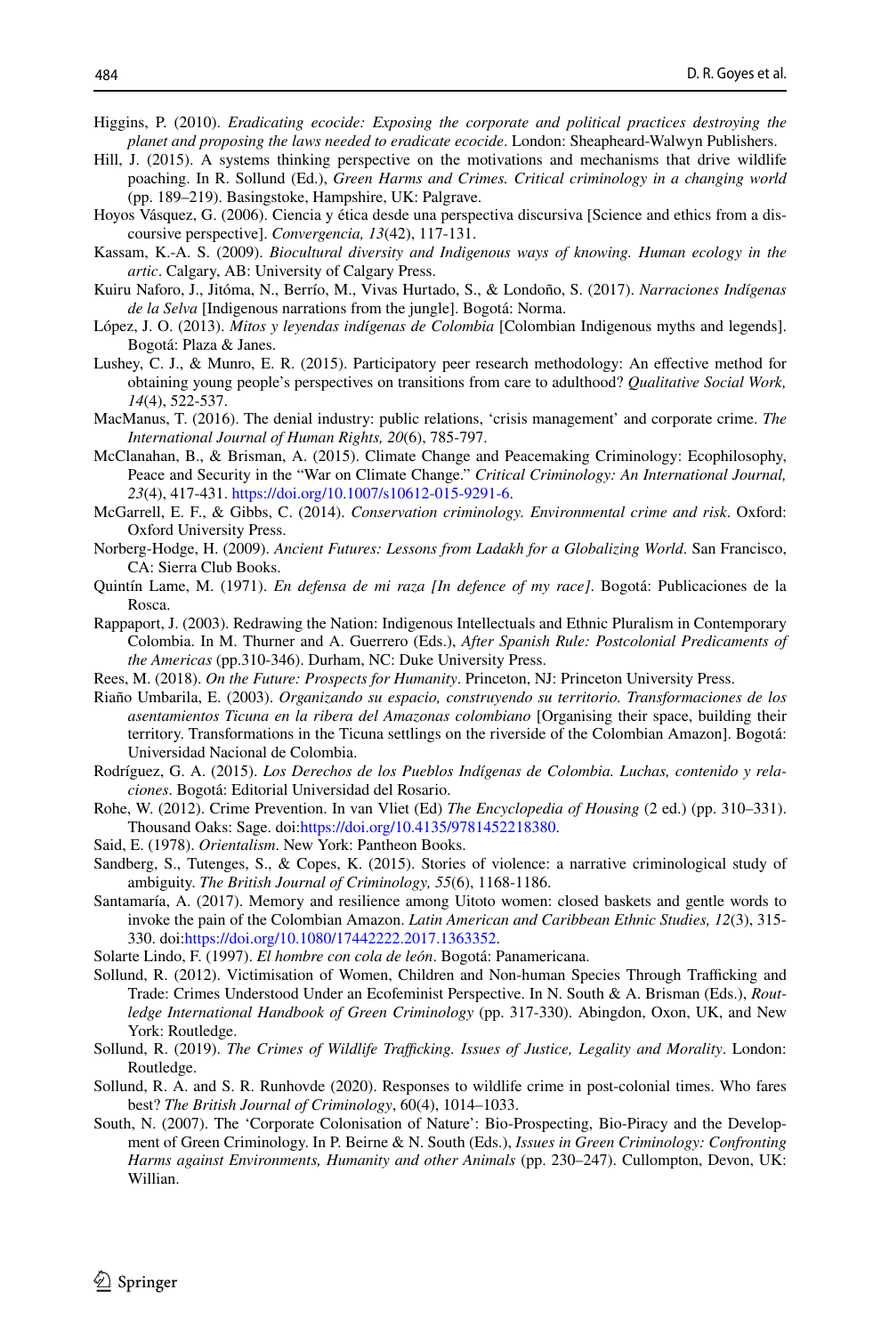Higgins, P. (2010). *Eradicating ecocide: Exposing the corporate and political practices destroying the planet and proposing the laws needed to eradicate ecocide*. London: Sheapheard-Walwyn Publishers.

Hill, J. (2015). A systems thinking perspective on the motivations and mechanisms that drive wildlife poaching. In R. Sollund (Ed.), *Green Harms and Crimes. Critical criminology in a changing world* (pp. 189–219). Basingstoke, Hampshire, UK: Palgrave.

Hoyos Vásquez, G. (2006). Ciencia y ética desde una perspectiva discursiva [Science and ethics from a discoursive perspective]. *Convergencia, 13*(42), 117-131.

Kassam, K.-A. S. (2009). *Biocultural diversity and Indigenous ways of knowing. Human ecology in the artic*. Calgary, AB: University of Calgary Press.

Kuiru Naforo, J., Jitóma, N., Berrío, M., Vivas Hurtado, S., & Londoño, S. (2017). *Narraciones Indígenas de la Selva* [Indigenous narrations from the jungle]. Bogotá: Norma.

López, J. O. (2013). *Mitos y leyendas indígenas de Colombia* [Colombian Indigenous myths and legends]. Bogotá: Plaza & Janes.

Lushey, C. J., & Munro, E. R. (2015). Participatory peer research methodology: An effective method for obtaining young people's perspectives on transitions from care to adulthood? *Qualitative Social Work, 14*(4), 522-537.

MacManus, T. (2016). The denial industry: public relations, 'crisis management' and corporate crime. *The International Journal of Human Rights, 20*(6), 785-797.

McClanahan, B., & Brisman, A. (2015). Climate Change and Peacemaking Criminology: Ecophilosophy, Peace and Security in the "War on Climate Change." *Critical Criminology: An International Journal, 23*(4), 417-431. https://doi.org/10.1007/s10612-015-9291-6.

McGarrell, E. F., & Gibbs, C. (2014). *Conservation criminology. Environmental crime and risk*. Oxford: Oxford University Press.

Norberg-Hodge, H. (2009). *Ancient Futures: Lessons from Ladakh for a Globalizing World*. San Francisco, CA: Sierra Club Books.

Quintín Lame, M. (1971). *En defensa de mi raza [In defence of my race]*. Bogotá: Publicaciones de la Rosca.

Rappaport, J. (2003). Redrawing the Nation: Indigenous Intellectuals and Ethnic Pluralism in Contemporary Colombia. In M. Thurner and A. Guerrero (Eds.), *After Spanish Rule: Postcolonial Predicaments of the Americas* (pp.310-346). Durham, NC: Duke University Press.

Rees, M. (2018). *On the Future: Prospects for Humanity*. Princeton, NJ: Princeton University Press.

Riaño Umbarila, E. (2003). *Organizando su espacio, construyendo su territorio. Transformaciones de los asentamientos Ticuna en la ribera del Amazonas colombiano* [Organising their space, building their territory. Transformations in the Ticuna settlings on the riverside of the Colombian Amazon]. Bogotá: Universidad Nacional de Colombia.

Rodríguez, G. A. (2015). *Los Derechos de los Pueblos Indígenas de Colombia. Luchas, contenido y relaciones*. Bogotá: Editorial Universidad del Rosario.

Rohe, W. (2012). Crime Prevention. In van Vliet (Ed) *The Encyclopedia of Housing* (2 ed.) (pp. 310–331). Thousand Oaks: Sage. doi:https://doi.org/10.4135/9781452218380.

Said, E. (1978). *Orientalism*. New York: Pantheon Books.

Sandberg, S., Tutenges, S., & Copes, K. (2015). Stories of violence: a narrative criminological study of ambiguity. *The British Journal of Criminology, 55*(6), 1168-1186.

Santamaría, A. (2017). Memory and resilience among Uitoto women: closed baskets and gentle words to invoke the pain of the Colombian Amazon. *Latin American and Caribbean Ethnic Studies, 12*(3), 315-330. doi:https://doi.org/10.1080/17442222.2017.1363352.

Solarte Lindo, F. (1997). *El hombre con cola de león*. Bogotá: Panamericana.

Sollund, R. (2012). Victimisation of Women, Children and Non-human Species Through Trafficking and Trade: Crimes Understood Under an Ecofeminist Perspective. In N. South & A. Brisman (Eds.), *Routledge International Handbook of Green Criminology* (pp. 317-330). Abingdon, Oxon, UK, and New York: Routledge.

Sollund, R. (2019). *The Crimes of Wildlife Trafficking. Issues of Justice, Legality and Morality*. London: Routledge.

Sollund, R. A. and S. R. Runhovde (2020). Responses to wildlife crime in post-colonial times. Who fares best? *The British Journal of Criminology*, 60(4), 1014–1033.

South, N. (2007). The 'Corporate Colonisation of Nature': Bio-Prospecting, Bio-Piracy and the Development of Green Criminology. In P. Beirne & N. South (Eds.), *Issues in Green Criminology: Confronting Harms against Environments, Humanity and other Animals* (pp. 230–247). Cullompton, Devon, UK: Willian.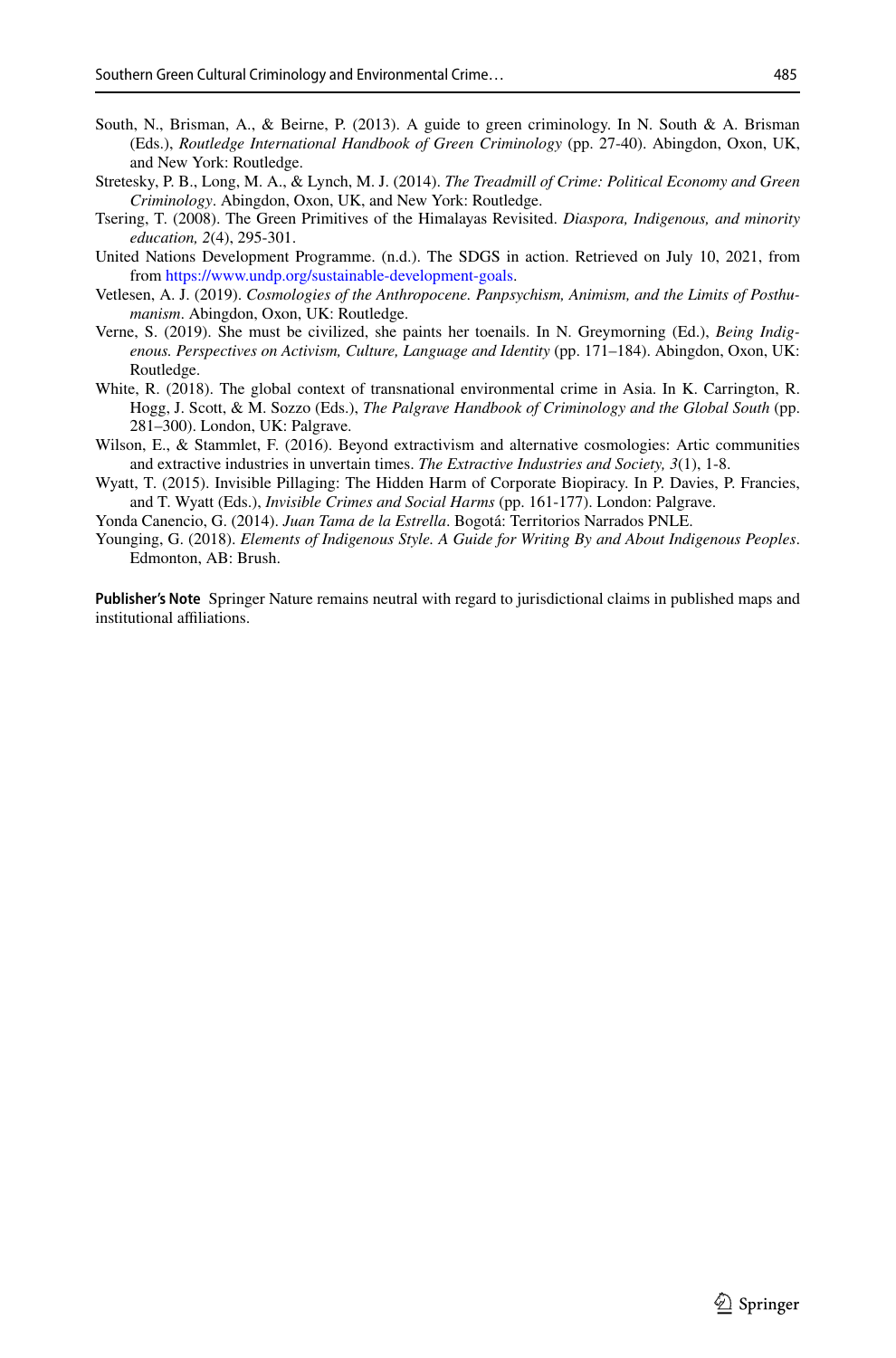South, N., Brisman, A., & Beirne, P. (2013). A guide to green criminology. In N. South & A. Brisman (Eds.), *Routledge International Handbook of Green Criminology* (pp. 27-40). Abingdon, Oxon, UK, and New York: Routledge.

Stretesky, P. B., Long, M. A., & Lynch, M. J. (2014). *The Treadmill of Crime: Political Economy and Green Criminology*. Abingdon, Oxon, UK, and New York: Routledge.

Tsering, T. (2008). The Green Primitives of the Himalayas Revisited. *Diaspora, Indigenous, and minority education, 2*(4), 295-301.

United Nations Development Programme. (n.d.). The SDGS in action. Retrieved on July 10, 2021, from from https://www.undp.org/sustainable-development-goals.

Vetlesen, A. J. (2019). *Cosmologies of the Anthropocene. Panpsychism, Animism, and the Limits of Posthumanism*. Abingdon, Oxon, UK: Routledge.

Verne, S. (2019). She must be civilized, she paints her toenails. In N. Greymorning (Ed.), *Being Indigenous. Perspectives on Activism, Culture, Language and Identity* (pp. 171–184). Abingdon, Oxon, UK: Routledge.

White, R. (2018). The global context of transnational environmental crime in Asia. In K. Carrington, R. Hogg, J. Scott, & M. Sozzo (Eds.), *The Palgrave Handbook of Criminology and the Global South* (pp. 281–300). London, UK: Palgrave.

Wilson, E., & Stammlet, F. (2016). Beyond extractivism and alternative cosmologies: Artic communities and extractive industries in unvertain times. *The Extractive Industries and Society, 3*(1), 1-8.

Wyatt, T. (2015). Invisible Pillaging: The Hidden Harm of Corporate Biopiracy. In P. Davies, P. Francies, and T. Wyatt (Eds.), *Invisible Crimes and Social Harms* (pp. 161-177). London: Palgrave.

Yonda Canencio, G. (2014). *Juan Tama de la Estrella*. Bogotá: Territorios Narrados PNLE.

Younging, G. (2018). *Elements of Indigenous Style. A Guide for Writing By and About Indigenous Peoples*. Edmonton, AB: Brush.

**Publisher's Note** Springer Nature remains neutral with regard to jurisdictional claims in published maps and institutional affiliations.